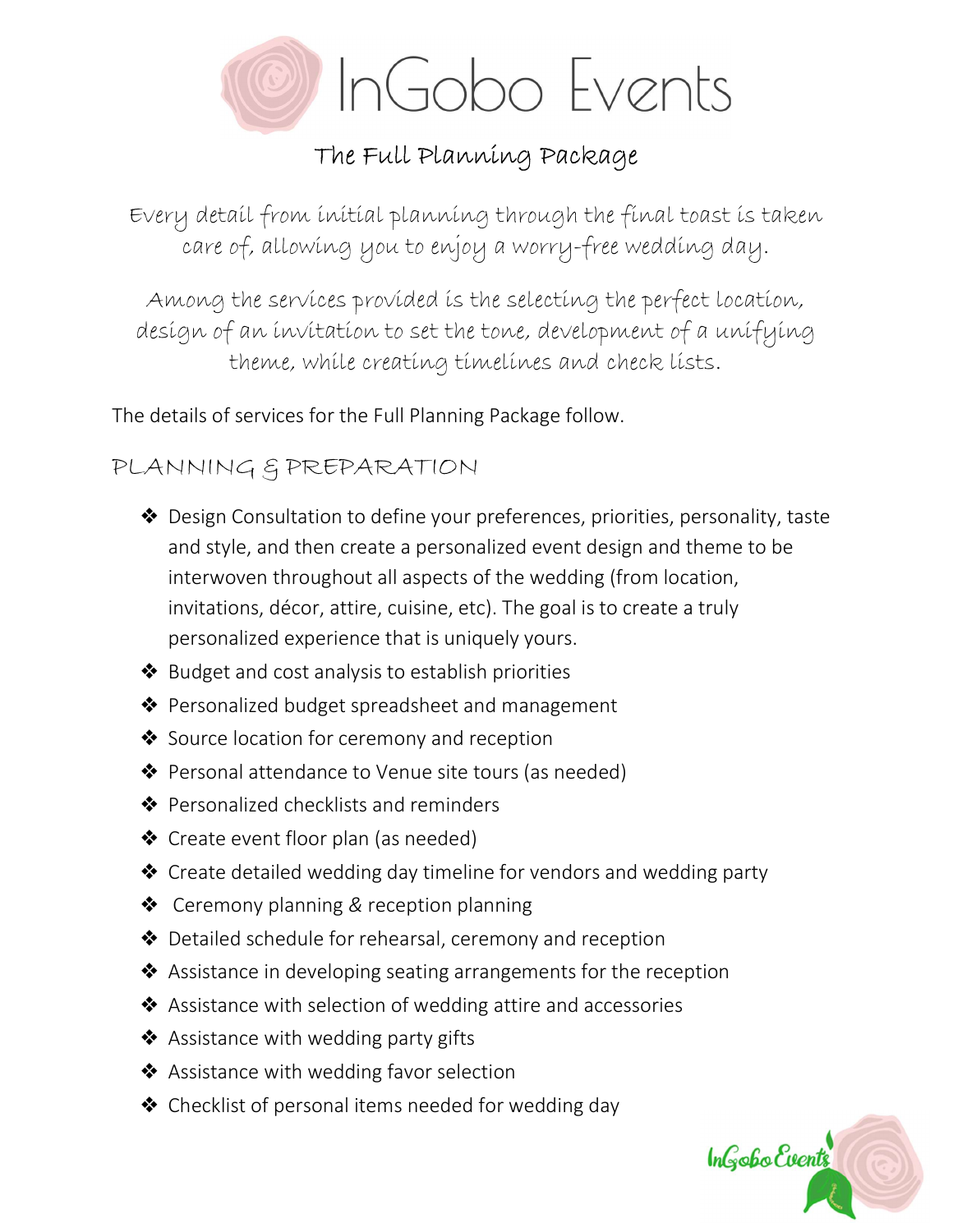# InGobo Events

## The Full Planning Package

*Every detail from initial planning through the final toast is taken care of, allowing you to enjoy a worry-free wedding day.*

*Among the services provided is the selecting the perfect location, design of an invitation to set the tone, development of a unifying theme, while creating timelines and check lists.*

The details of services for the Full Planning Package follow.

### PLANNING & PREPARATION

- Design Consultation to define your preferences, priorities, personality, taste and style, and then create a personalized event design and theme to be interwoven throughout all aspects of the wedding (from location, invitations, décor, attire, cuisine, etc). The goal is to create a truly personalized experience that is uniquely yours.
- Budget and cost analysis to establish priorities
- Personalized budget spreadsheet and management
- Source location for ceremony and reception
- Personal attendance to Venue site tours (as needed)
- Personalized checklists and reminders
- Create event floor plan (as needed)
- Create detailed wedding day timeline for vendors and wedding party
- Ceremony planning & reception planning
- Detailed schedule for rehearsal, ceremony and reception
- Assistance in developing seating arrangements for the reception
- Assistance with selection of wedding attire and accessories
- Assistance with wedding party gifts
- Assistance with wedding favor selection
- Checklist of personal items needed for wedding day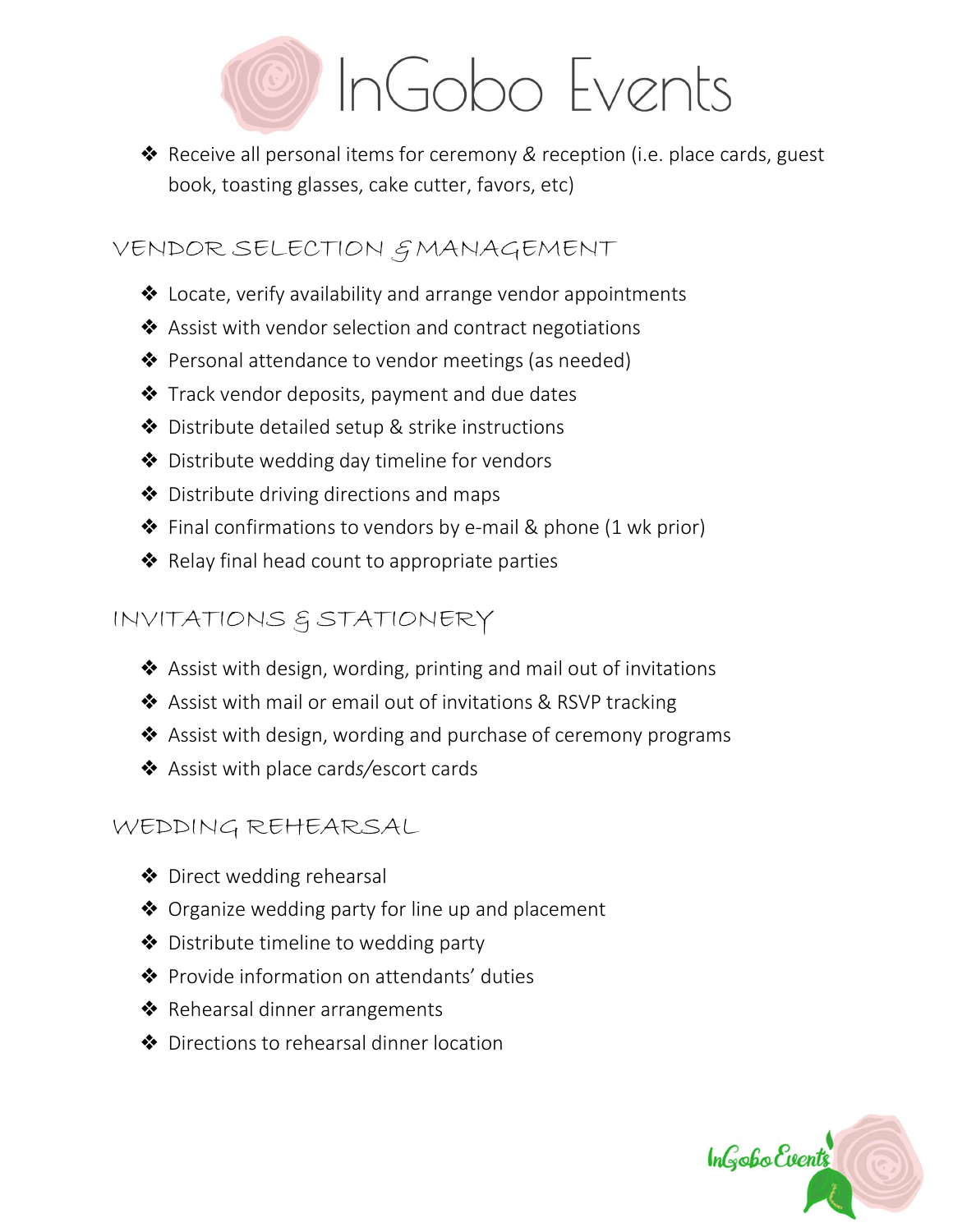- Receive all personal items for ceremony & reception (i.e. place cards, guest book, toasting glasses, cake cutter, favors, etc)

## VENDOR SELECTION & MANAGEMENT

- Locate, verify availability and arrange vendor appointments
- Assist with vendor selection and contract negotiations
- Personal attendance to vendor meetings (as needed)
- Track vendor deposits, payment and due dates
- Distribute detailed setup & strike instructions
- Distribute wedding day timeline for vendors
- Distribute driving directions and maps
- Final confirmations to vendors by e-mail & phone (1 wk prior)
- Relay final head count to appropriate parties

## INVITATIONS & STATIONERY

- Assist with design, wording, printing and mail out of invitations
- Assist with mail or email out of invitations & RSVP tracking
- Assist with design, wording and purchase of ceremony programs
- Assist with place cards/escort cards

## WEDDING REHEARSAL

- Direct wedding rehearsal
- Organize wedding party for line up and placement
- Distribute timeline to wedding party
- Provide information on attendants' duties
- Rehearsal dinner arrangements
- Directions to rehearsal dinner location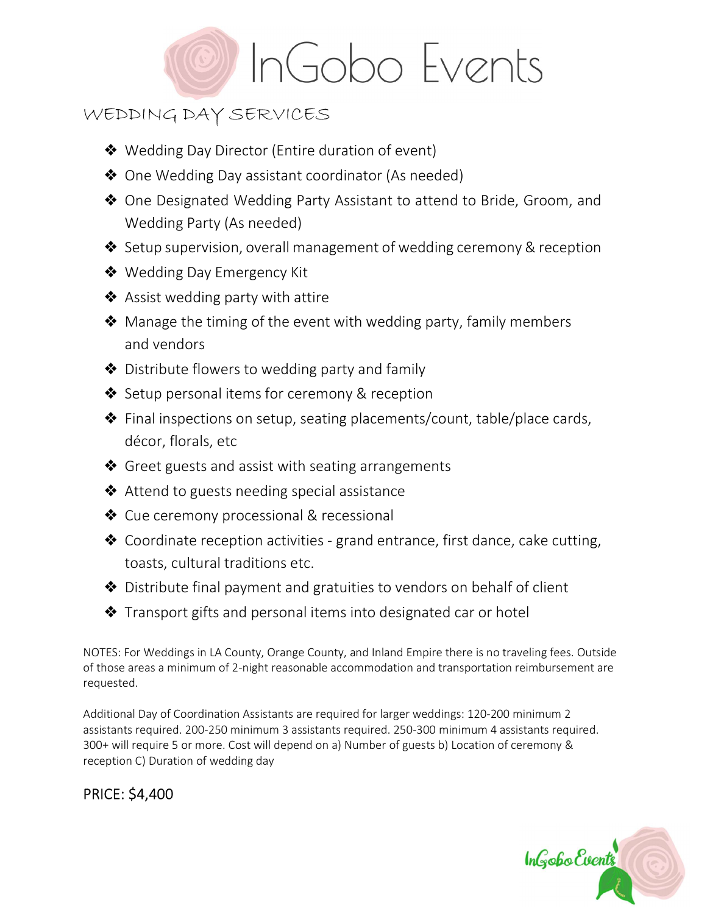# InGobo Events

## WEDDING DAY SERVICES

- Wedding Day Director (Entire duration of event)
- One Wedding Day assistant coordinator (As needed)
- One Designated Wedding Party Assistant to attend to Bride, Groom, and Wedding Party (As needed)
- Setup supervision, overall management of wedding ceremony & reception
- Wedding Day Emergency Kit
- Assist wedding party with attire
- Manage the timing of the event with wedding party, family members and vendors
- Distribute flowers to wedding party and family
- Setup personal items for ceremony & reception
- Final inspections on setup, seating placements/count, table/place cards, décor, florals, etc
- Greet guests and assist with seating arrangements
- Attend to guests needing special assistance
- Cue ceremony processional & recessional
- Coordinate reception activities - grand entrance, first dance, cake cutting, toasts, cultural traditions etc.
- Distribute final payment and gratuities to vendors on behalf of client
- Transport gifts and personal items into designated car or hotel

NOTES: For Weddings in LA County, Orange County, and Inland Empire there is no traveling fees. Outside of those areas a minimum of 2-night reasonable accommodation and transportation reimbursement are requested.

Additional Day of Coordination Assistants are required for larger weddings: 120-200 minimum 2 assistants required. 200-250 minimum 3 assistants required. 250-300 minimum 4 assistants required. 300+ will require 5 or more. Cost will depend on a) Number of guests b) Location of ceremony & reception C) Duration of wedding day

PRICE: $4,400

InGobo Events